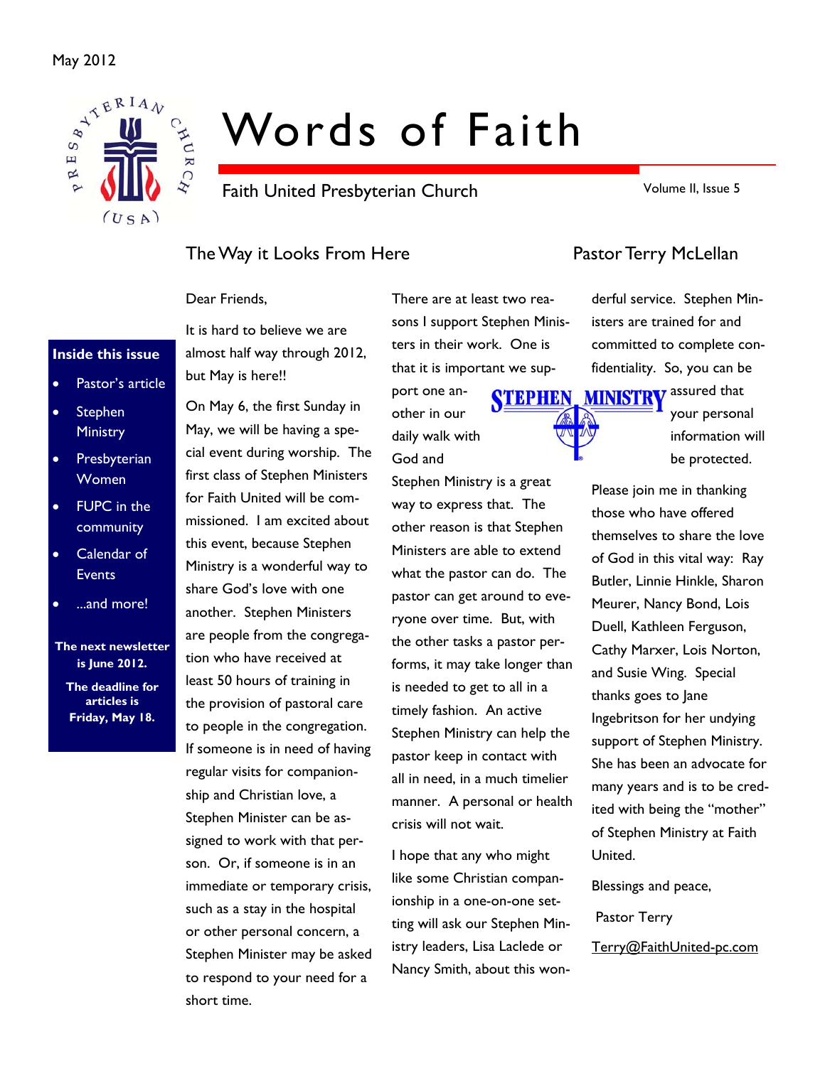May 2012

# Words of Faith

Faith United Presbyterian Church

Volume II, Issue 5

**Inside this issue**

- Pastor's article
- Stephen Ministry
- Presbyterian Women
- FUPC in the community
- Calendar of Events
- ...and more!

**The next newsletter is June 2012.**

**The deadline for articles is Friday, May 18.**

## The Way it Looks From Here

Pastor Terry McLellan

Dear Friends,

It is hard to believe we are almost half way through 2012, but May is here!!

On May 6, the first Sunday in May, we will be having a special event during worship. The first class of Stephen Ministers for Faith United will be commissioned. I am excited about this event, because Stephen Ministry is a wonderful way to share God's love with one another. Stephen Ministers are people from the congregation who have received at least 50 hours of training in the provision of pastoral care to people in the congregation. If someone is in need of having regular visits for companionship and Christian love, a Stephen Minister can be assigned to work with that person. Or, if someone is in an immediate or temporary crisis, such as a stay in the hospital or other personal concern, a Stephen Minister may be asked to respond to your need for a short time.

There are at least two reasons I support Stephen Ministers in their work. One is that it is important we support one another in our daily walk with God and Stephen Ministry is a great way to express that. The other reason is that Stephen Ministers are able to extend what the pastor can do. The pastor can get around to everyone over time. But, with the other tasks a pastor performs, it may take longer than is needed to get to all in a timely fashion. An active Stephen Ministry can help the pastor keep in contact with all in need, in a much timelier manner. A personal or health crisis will not wait.

I hope that any who might like some Christian companionship in a one-on-one setting will ask our Stephen Ministry leaders, Lisa Laclede or Nancy Smith, about this wonderful service. Stephen Ministers are trained for and committed to complete confidentiality. So, you can be assured that your personal information will be protected.

Please join me in thanking those who have offered themselves to share the love of God in this vital way: Ray Butler, Linnie Hinkle, Sharon Meurer, Nancy Bond, Lois Duell, Kathleen Ferguson, Cathy Marxer, Lois Norton, and Susie Wing. Special thanks goes to Jane Ingebritson for her undying support of Stephen Ministry. She has been an advocate for many years and is to be credited with being the "mother" of Stephen Ministry at Faith United.

Blessings and peace,

Pastor Terry

Terry@FaithUnited-pc.com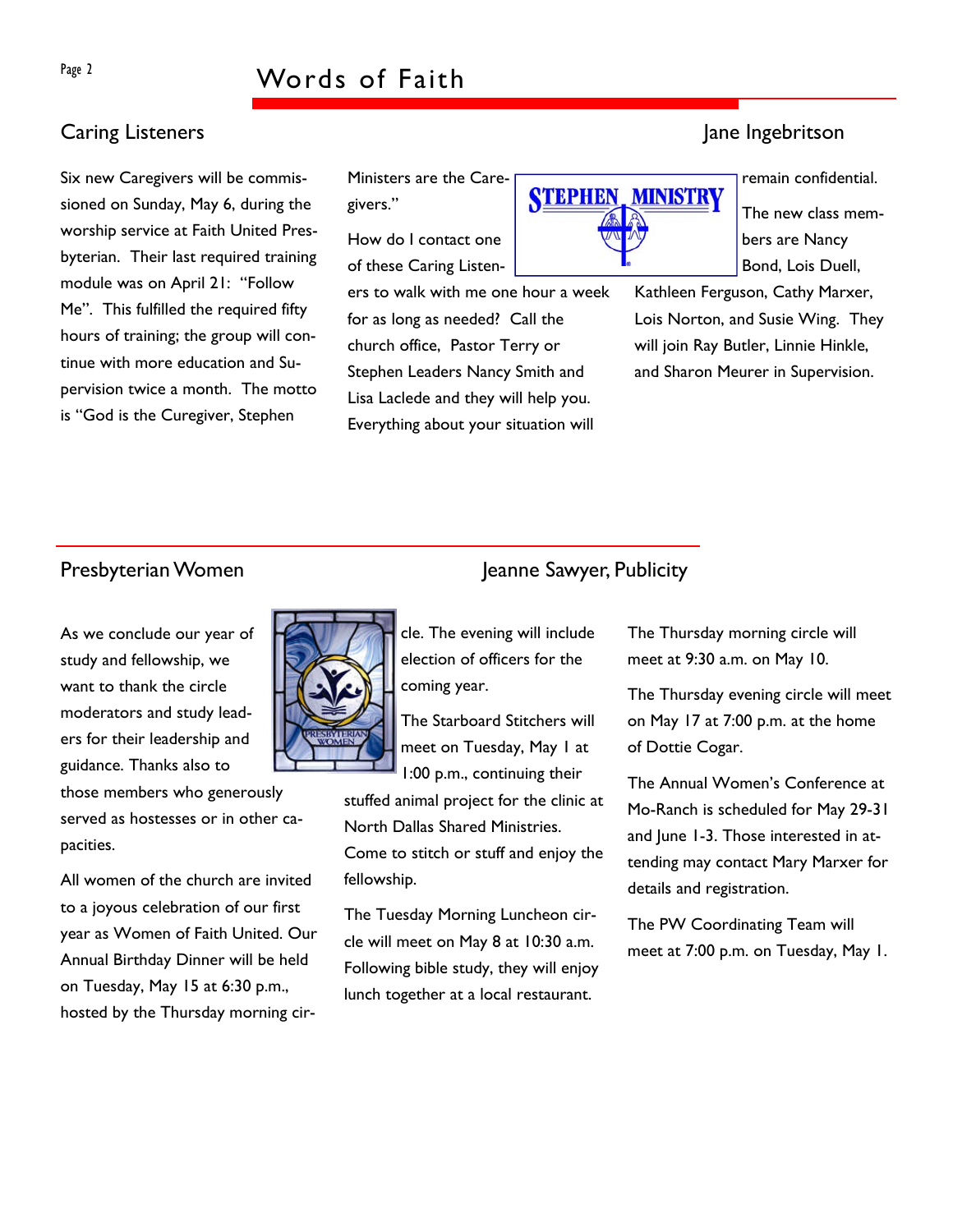## Caring Listeners

Jane Ingebritson

Six new Caregivers will be commissioned on Sunday, May 6, during the worship service at Faith United Presbyterian. Their last required training module was on April 21: "Follow Me". This fulfilled the required fifty hours of training; the group will continue with more education and Supervision twice a month. The motto is "God is the Curegiver, Stephen Ministers are the Caregivers."

How do I contact one of these Caring Listeners to walk with me one hour a week for as long as needed? Call the church office, Pastor Terry or Stephen Leaders Nancy Smith and Lisa Laclede and they will help you. Everything about your situation will remain confidential.

The new class members are Nancy Bond, Lois Duell, Kathleen Ferguson, Cathy Marxer, Lois Norton, and Susie Wing. They will join Ray Butler, Linnie Hinkle, and Sharon Meurer in Supervision.

## Presbyterian Women

Jeanne Sawyer, Publicity

As we conclude our year of study and fellowship, we want to thank the circle moderators and study leaders for their leadership and guidance. Thanks also to those members who generously served as hostesses or in other capacities.

All women of the church are invited to a joyous celebration of our first year as Women of Faith United. Our Annual Birthday Dinner will be held on Tuesday, May 15 at 6:30 p.m., hosted by the Thursday morning circle. The evening will include election of officers for the coming year.

The Starboard Stitchers will meet on Tuesday, May 1 at 1:00 p.m., continuing their stuffed animal project for the clinic at North Dallas Shared Ministries. Come to stitch or stuff and enjoy the fellowship.

The Tuesday Morning Luncheon circle will meet on May 8 at 10:30 a.m. Following bible study, they will enjoy lunch together at a local restaurant.

The Thursday morning circle will meet at 9:30 a.m. on May 10.

The Thursday evening circle will meet on May 17 at 7:00 p.m. at the home of Dottie Cogar.

The Annual Women's Conference at Mo-Ranch is scheduled for May 29-31 and June 1-3. Those interested in attending may contact Mary Marxer for details and registration.

The PW Coordinating Team will meet at 7:00 p.m. on Tuesday, May 1.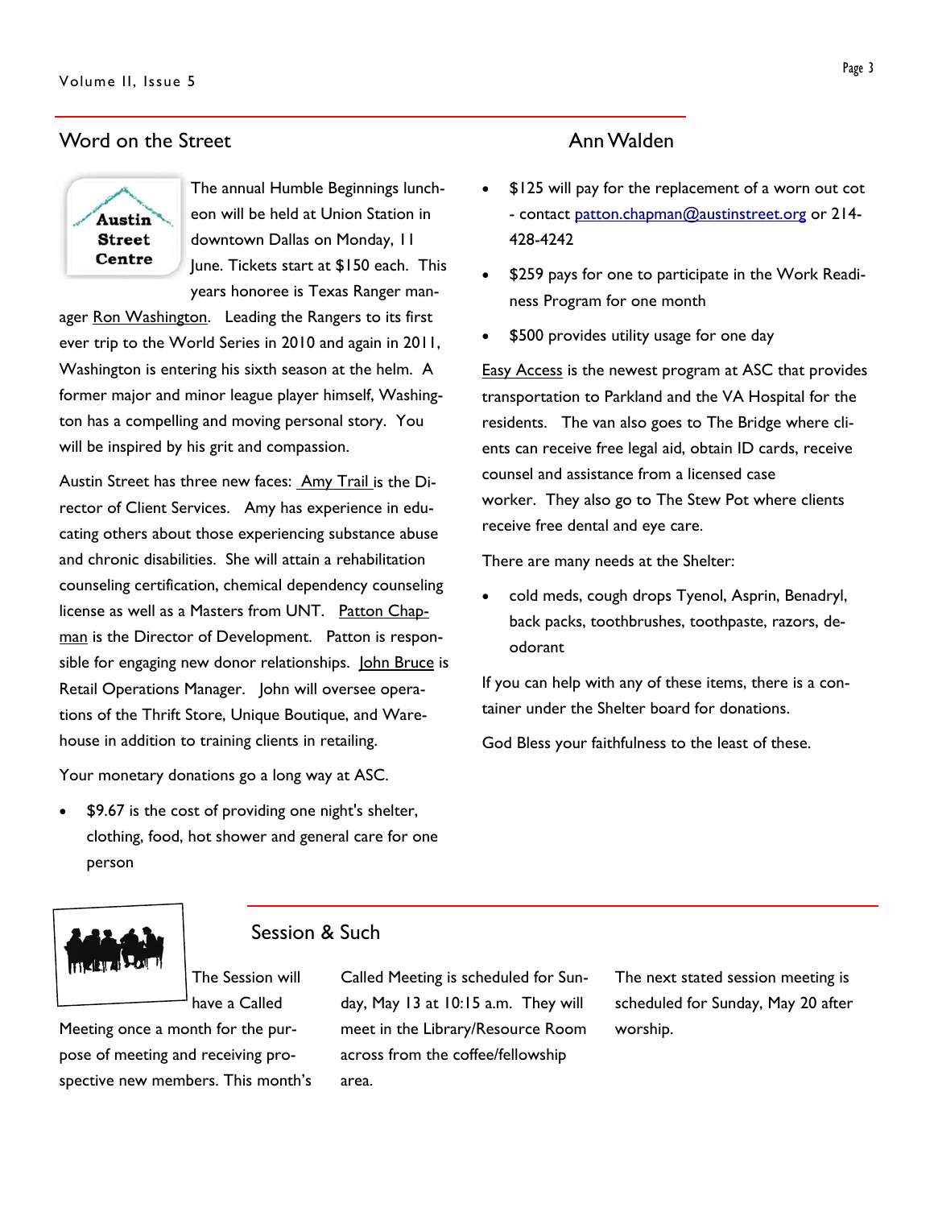## Word on the Street

The annual Humble Beginnings luncheon will be held at Union Station in downtown Dallas on Monday, 11 June. Tickets start at $150 each. This years honoree is Texas Ranger manager Ron Washington. Leading the Rangers to its first ever trip to the World Series in 2010 and again in 2011, Washington is entering his sixth season at the helm. A former major and minor league player himself, Washington has a compelling and moving personal story. You will be inspired by his grit and compassion.

Austin Street has three new faces: Amy Trail is the Director of Client Services. Amy has experience in educating others about those experiencing substance abuse and chronic disabilities. She will attain a rehabilitation counseling certification, chemical dependency counseling license as well as a Masters from UNT. Patton Chapman is the Director of Development. Patton is responsible for engaging new donor relationships. John Bruce is Retail Operations Manager. John will oversee operations of the Thrift Store, Unique Boutique, and Warehouse in addition to training clients in retailing.

Your monetary donations go a long way at ASC.

- $9.67 is the cost of providing one night's shelter, clothing, food, hot shower and general care for one person
- $125 will pay for the replacement of a worn out cot - contact patton.chapman@austinstreet.org or 214-428-4242
- $259 pays for one to participate in the Work Readiness Program for one month
- $500 provides utility usage for one day

Easy Access is the newest program at ASC that provides transportation to Parkland and the VA Hospital for the residents. The van also goes to The Bridge where clients can receive free legal aid, obtain ID cards, receive counsel and assistance from a licensed case worker. They also go to The Stew Pot where clients receive free dental and eye care.

There are many needs at the Shelter:

- cold meds, cough drops Tyenol, Asprin, Benadryl, back packs, toothbrushes, toothpaste, razors, deodorant

If you can help with any of these items, there is a container under the Shelter board for donations.

God Bless your faithfulness to the least of these.

Ann Walden

## Session & Such

The Session will have a Called Meeting once a month for the purpose of meeting and receiving prospective new members. This month's Called Meeting is scheduled for Sunday, May 13 at 10:15 a.m. They will meet in the Library/Resource Room across from the coffee/fellowship area.

The next stated session meeting is scheduled for Sunday, May 20 after worship.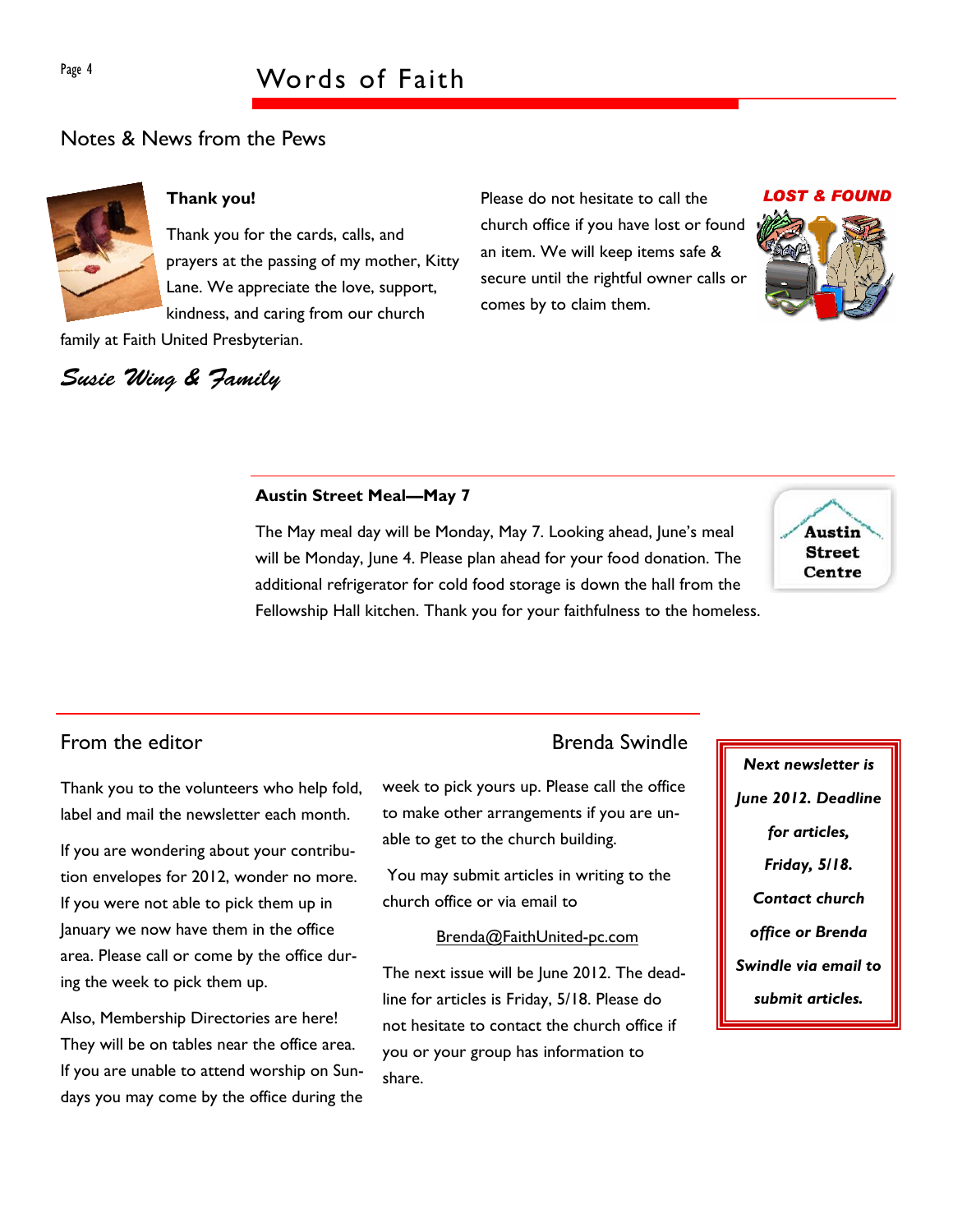## Notes & News from the Pews

### Thank you!

Thank you for the cards, calls, and prayers at the passing of my mother, Kitty Lane. We appreciate the love, support, kindness, and caring from our church family at Faith United Presbyterian.

*Susie Wing & Family*

### LOST & FOUND

Please do not hesitate to call the church office if you have lost or found an item. We will keep items safe & secure until the rightful owner calls or comes by to claim them.

### Austin Street Meal—May 7

The May meal day will be Monday, May 7. Looking ahead, June's meal will be Monday, June 4. Please plan ahead for your food donation. The additional refrigerator for cold food storage is down the hall from the Fellowship Hall kitchen. Thank you for your faithfulness to the homeless.

Austin Street Centre

## From the editor

Brenda Swindle

Thank you to the volunteers who help fold, label and mail the newsletter each month.

If you are wondering about your contribution envelopes for 2012, wonder no more. If you were not able to pick them up in January we now have them in the office area. Please call or come by the office during the week to pick them up.

Also, Membership Directories are here! They will be on tables near the office area. If you are unable to attend worship on Sundays you may come by the office during the week to pick yours up. Please call the office to make other arrangements if you are unable to get to the church building.

You may submit articles in writing to the church office or via email to

Brenda@FaithUnited-pc.com

The next issue will be June 2012. The deadline for articles is Friday, 5/18. Please do not hesitate to contact the church office if you or your group has information to share.

***Next newsletter is June 2012. Deadline for articles, Friday, 5/18. Contact church office or Brenda Swindle via email to submit articles.***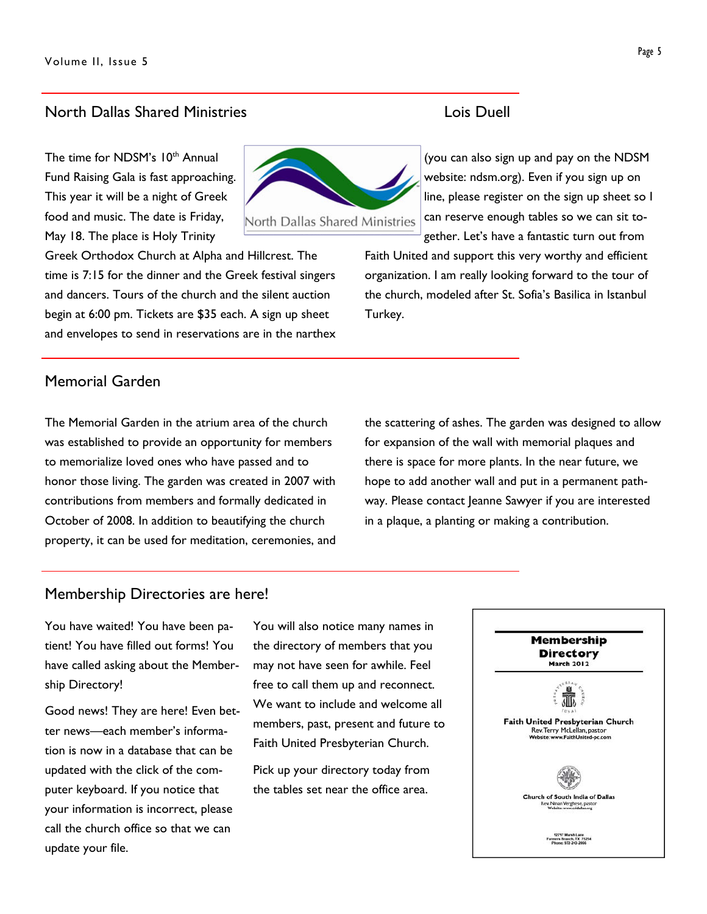## North Dallas Shared Ministries

Lois Duell

The time for NDSM's 10th Annual Fund Raising Gala is fast approaching. This year it will be a night of Greek food and music. The date is Friday, May 18. The place is Holy Trinity Greek Orthodox Church at Alpha and Hillcrest. The time is 7:15 for the dinner and the Greek festival singers and dancers. Tours of the church and the silent auction begin at 6:00 pm. Tickets are $35 each. A sign up sheet and envelopes to send in reservations are in the narthex (you can also sign up and pay on the NDSM website: ndsm.org). Even if you sign up on line, please register on the sign up sheet so I can reserve enough tables so we can sit together. Let's have a fantastic turn out from Faith United and support this very worthy and efficient organization. I am really looking forward to the tour of the church, modeled after St. Sofia's Basilica in Istanbul Turkey.

## Memorial Garden

The Memorial Garden in the atrium area of the church was established to provide an opportunity for members to memorialize loved ones who have passed and to honor those living. The garden was created in 2007 with contributions from members and formally dedicated in October of 2008. In addition to beautifying the church property, it can be used for meditation, ceremonies, and the scattering of ashes. The garden was designed to allow for expansion of the wall with memorial plaques and there is space for more plants. In the near future, we hope to add another wall and put in a permanent pathway. Please contact Jeanne Sawyer if you are interested in a plaque, a planting or making a contribution.

## Membership Directories are here!

You have waited! You have been patient! You have filled out forms! You have called asking about the Membership Directory!

Good news! They are here! Even better news—each member's information is now in a database that can be updated with the click of the computer keyboard. If you notice that your information is incorrect, please call the church office so that we can update your file.

You will also notice many names in the directory of members that you may not have seen for awhile. Feel free to call them up and reconnect. We want to include and welcome all members, past, present and future to Faith United Presbyterian Church.

Pick up your directory today from the tables set near the office area.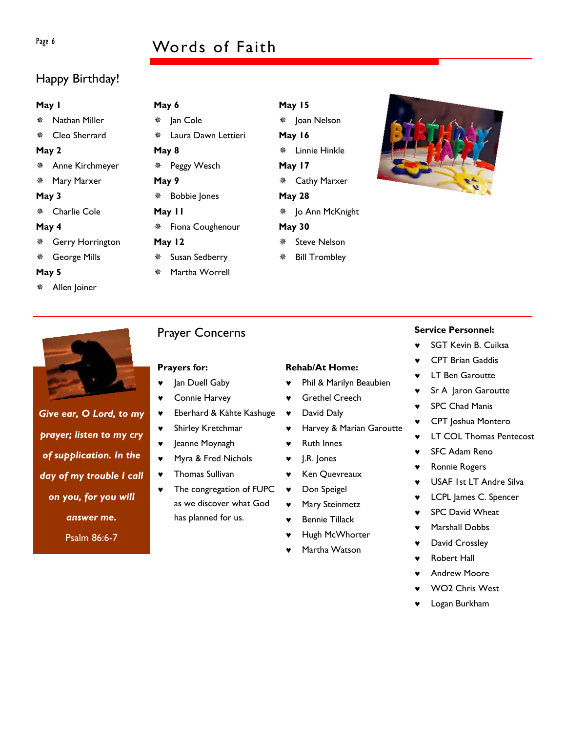# Words of Faith

## Happy Birthday!

**May 1**
- Nathan Miller
- Cleo Sherrard

**May 2**
- Anne Kirchmeyer
- Mary Marxer

**May 3**
- Charlie Cole

**May 4**
- Gerry Horrington
- George Mills

**May 5**
- Allen Joiner

**May 6**
- Jan Cole
- Laura Dawn Lettieri

**May 8**
- Peggy Wesch

**May 9**
- Bobbie Jones

**May 11**
- Fiona Coughenour

**May 12**
- Susan Sedberry
- Martha Worrell

**May 15**
- Joan Nelson

**May 16**
- Linnie Hinkle

**May 17**
- Cathy Marxer

**May 28**
- Jo Ann McKnight

**May 30**
- Steve Nelson
- Bill Trombley

*Give ear, O Lord, to my prayer; listen to my cry of supplication. In the day of my trouble I call on you, for you will answer me.*

Psalm 86:6-7

## Prayer Concerns

**Prayers for:**
- Jan Duell Gaby
- Connie Harvey
- Eberhard & Kähte Kashuge
- Shirley Kretchmar
- Jeanne Moynagh
- Myra & Fred Nichols
- Thomas Sullivan
- The congregation of FUPC as we discover what God has planned for us.

**Rehab/At Home:**
- Phil & Marilyn Beaubien
- Grethel Creech
- David Daly
- Harvey & Marian Garoutte
- Ruth Innes
- J.R. Jones
- Ken Quevreaux
- Don Speigel
- Mary Steinmetz
- Bennie Tillack
- Hugh McWhorter
- Martha Watson

**Service Personnel:**
- SGT Kevin B. Cuiksa
- CPT Brian Gaddis
- LT Ben Garoutte
- Sr A Jaron Garoutte
- SPC Chad Manis
- CPT Joshua Montero
- LT COL Thomas Pentecost
- SFC Adam Reno
- Ronnie Rogers
- USAF 1st LT Andre Silva
- LCPL James C. Spencer
- SPC David Wheat
- Marshall Dobbs
- David Crossley
- Robert Hall
- Andrew Moore
- WO2 Chris West
- Logan Burkham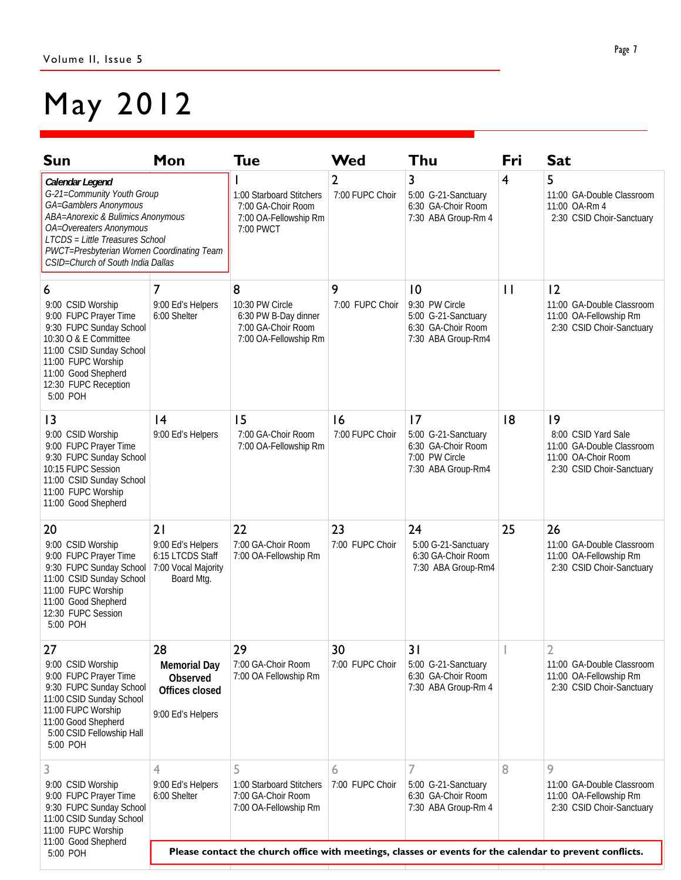# May 2012

| Sun | Mon | Tue | Wed | Thu | Fri | Sat |
|---|---|---|---|---|---|---|
| ***Calendar Legend*** *G-21=Community Youth Group* *GA=Gamblers Anonymous* *ABA=Anorexic & Bulimics Anonymous* *OA=Overeaters Anonymous* *LTCDS = Little Treasures School* *PWCT=Presbyterian Women Coordinating Team* *CSID=Church of South India Dallas* | | **1** 1:00 Starboard Stitchers 7:00 GA-Choir Room 7:00 OA-Fellowship Rm 7:00 PWCT | **2** 7:00 FUPC Choir | **3** 5:00 G-21-Sanctuary 6:30 GA-Choir Room 7:30 ABA Group-Rm 4 | **4** | **5** 11:00 GA-Double Classroom 11:00 OA-Rm 4 2:30 CSID Choir-Sanctuary |
| **6** 9:00 CSID Worship 9:00 FUPC Prayer Time 9:30 FUPC Sunday School 10:30 O & E Committee 11:00 CSID Sunday School 11:00 FUPC Worship 11:00 Good Shepherd 12:30 FUPC Reception 5:00 POH | **7** 9:00 Ed's Helpers 6:00 Shelter | **8** 10:30 PW Circle 6:30 PW B-Day dinner 7:00 GA-Choir Room 7:00 OA-Fellowship Rm | **9** 7:00 FUPC Choir | **10** 9:30 PW Circle 5:00 G-21-Sanctuary 6:30 GA-Choir Room 7:30 ABA Group-Rm4 | **11** | **12** 11:00 GA-Double Classroom 11:00 OA-Fellowship Rm 2:30 CSID Choir-Sanctuary |
| **13** 9:00 CSID Worship 9:00 FUPC Prayer Time 9:30 FUPC Sunday School 10:15 FUPC Session 11:00 CSID Sunday School 11:00 FUPC Worship 11:00 Good Shepherd | **14** 9:00 Ed's Helpers | **15** 7:00 GA-Choir Room 7:00 OA-Fellowship Rm | **16** 7:00 FUPC Choir | **17** 5:00 G-21-Sanctuary 6:30 GA-Choir Room 7:00 PW Circle 7:30 ABA Group-Rm4 | **18** | **19** 8:00 CSID Yard Sale 11:00 GA-Double Classroom 11:00 OA-Choir Room 2:30 CSID Choir-Sanctuary |
| **20** 9:00 CSID Worship 9:00 FUPC Prayer Time 9:30 FUPC Sunday School 11:00 CSID Sunday School 11:00 FUPC Worship 11:00 Good Shepherd 12:30 FUPC Session 5:00 POH | **21** 9:00 Ed's Helpers 6:15 LTCDS Staff 7:00 Vocal Majority Board Mtg. | **22** 7:00 GA-Choir Room 7:00 OA-Fellowship Rm | **23** 7:00 FUPC Choir | **24** 5:00 G-21-Sanctuary 6:30 GA-Choir Room 7:30 ABA Group-Rm4 | **25** | **26** 11:00 GA-Double Classroom 11:00 OA-Fellowship Rm 2:30 CSID Choir-Sanctuary |
| **27** 9:00 CSID Worship 9:00 FUPC Prayer Time 9:30 FUPC Sunday School 11:00 CSID Sunday School 11:00 FUPC Worship 11:00 Good Shepherd 5:00 CSID Fellowship Hall 5:00 POH | **28** **Memorial Day Observed Offices closed** 9:00 Ed's Helpers | **29** 7:00 GA-Choir Room 7:00 OA Fellowship Rm | **30** 7:00 FUPC Choir | **31** 5:00 G-21-Sanctuary 6:30 GA-Choir Room 7:30 ABA Group-Rm 4 | 1 | 2 11:00 GA-Double Classroom 11:00 OA-Fellowship Rm 2:30 CSID Choir-Sanctuary |
| 3 9:00 CSID Worship 9:00 FUPC Prayer Time 9:30 FUPC Sunday School 11:00 CSID Sunday School 11:00 FUPC Worship 11:00 Good Shepherd 5:00 POH | 4 9:00 Ed's Helpers 6:00 Shelter | 5 1:00 Starboard Stitchers 7:00 GA-Choir Room 7:00 OA-Fellowship Rm | 6 7:00 FUPC Choir | 7 5:00 G-21-Sanctuary 6:30 GA-Choir Room 7:30 ABA Group-Rm 4 | 8 | 9 11:00 GA-Double Classroom 11:00 OA-Fellowship Rm 2:30 CSID Choir-Sanctuary |

**Please contact the church office with meetings, classes or events for the calendar to prevent conflicts.**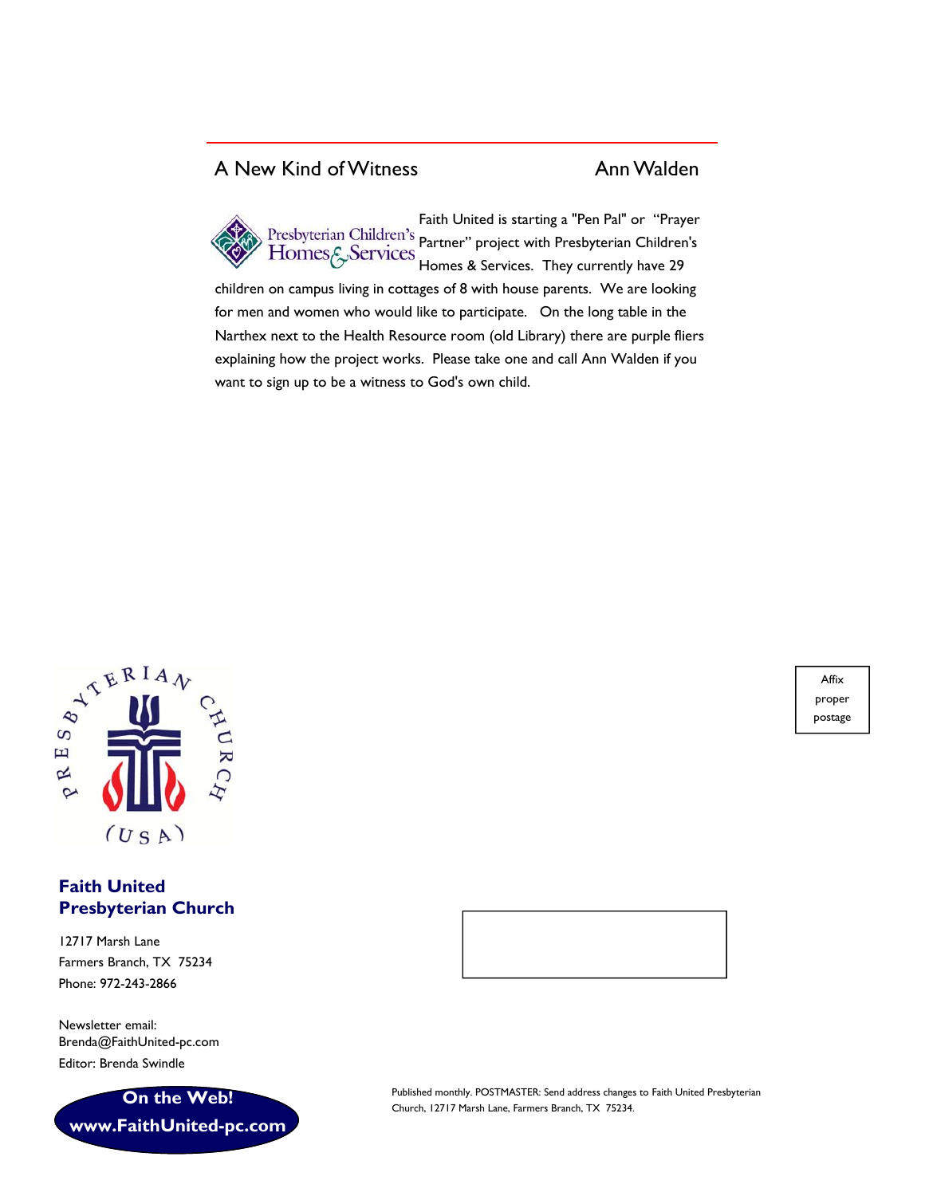## A New Kind of Witness

Ann Walden

Faith United is starting a "Pen Pal" or "Prayer Partner" project with Presbyterian Children's Homes & Services. They currently have 29 children on campus living in cottages of 8 with house parents. We are looking for men and women who would like to participate. On the long table in the Narthex next to the Health Resource room (old Library) there are purple fliers explaining how the project works. Please take one and call Ann Walden if you want to sign up to be a witness to God's own child.

Affix proper postage

**Faith United Presbyterian Church**

12717 Marsh Lane
Farmers Branch, TX 75234
Phone: 972-243-2866

Newsletter email:
Brenda@FaithUnited-pc.com
Editor: Brenda Swindle

**On the Web!**
**www.FaithUnited-pc.com**

Published monthly. POSTMASTER: Send address changes to Faith United Presbyterian Church, 12717 Marsh Lane, Farmers Branch, TX 75234.